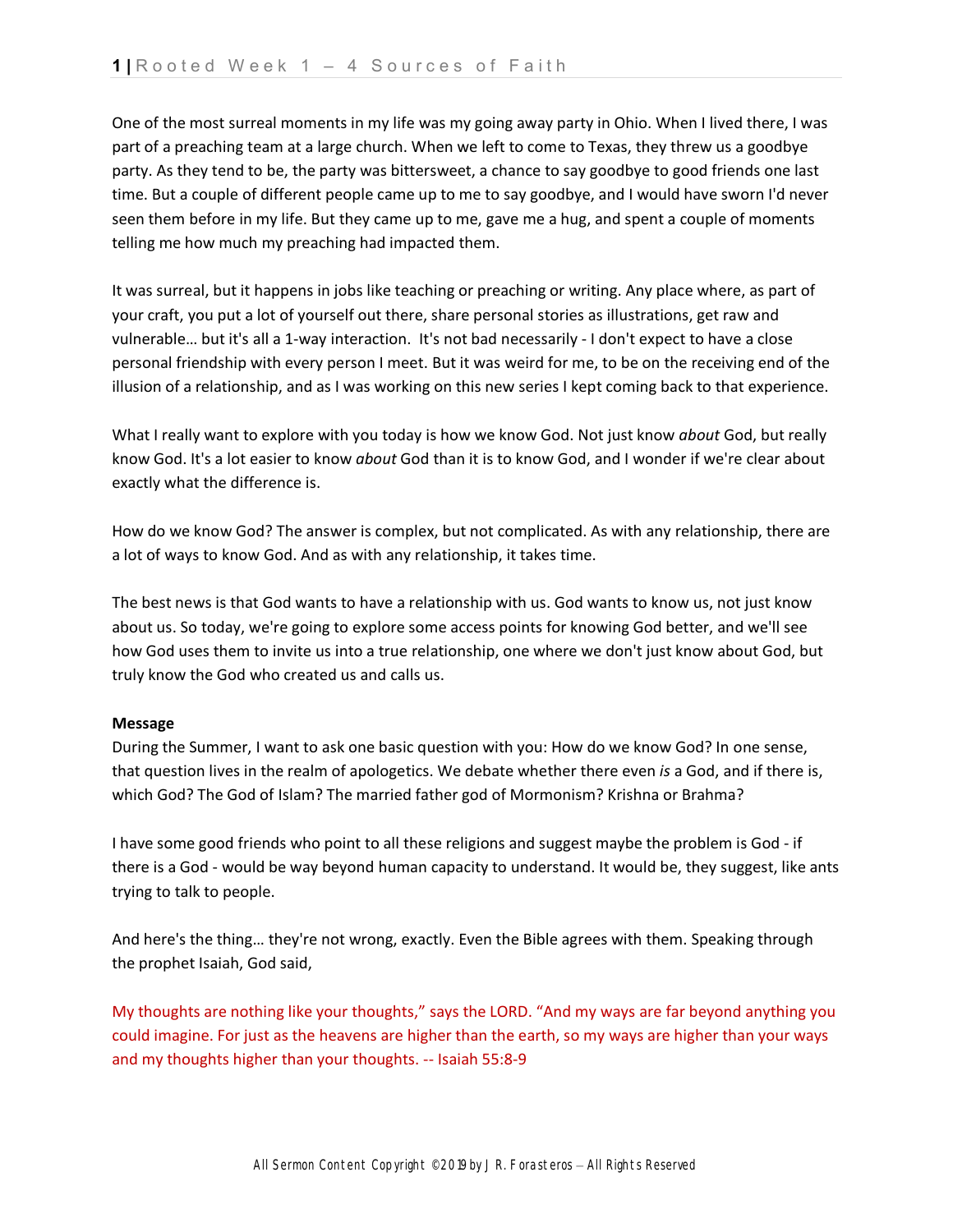One of the most surreal moments in my life was my going away party in Ohio. When I lived there, I was part of a preaching team at a large church. When we left to come to Texas, they threw us a goodbye party. As they tend to be, the party was bittersweet, a chance to say goodbye to good friends one last time. But a couple of different people came up to me to say goodbye, and I would have sworn I'd never seen them before in my life. But they came up to me, gave me a hug, and spent a couple of moments telling me how much my preaching had impacted them.

It was surreal, but it happens in jobs like teaching or preaching or writing. Any place where, as part of your craft, you put a lot of yourself out there, share personal stories as illustrations, get raw and vulnerable… but it's all a 1-way interaction. It's not bad necessarily - I don't expect to have a close personal friendship with every person I meet. But it was weird for me, to be on the receiving end of the illusion of a relationship, and as I was working on this new series I kept coming back to that experience.

What I really want to explore with you today is how we know God. Not just know *about* God, but really know God. It's a lot easier to know *about* God than it is to know God, and I wonder if we're clear about exactly what the difference is.

How do we know God? The answer is complex, but not complicated. As with any relationship, there are a lot of ways to know God. And as with any relationship, it takes time.

The best news is that God wants to have a relationship with us. God wants to know us, not just know about us. So today, we're going to explore some access points for knowing God better, and we'll see how God uses them to invite us into a true relationship, one where we don't just know about God, but truly know the God who created us and calls us.

**Message**

During the Summer, I want to ask one basic question with you: How do we know God? In one sense, that question lives in the realm of apologetics. We debate whether there even *is* a God, and if there is, which God? The God of Islam? The married father god of Mormonism? Krishna or Brahma?

I have some good friends who point to all these religions and suggest maybe the problem is God - if there is a God - would be way beyond human capacity to understand. It would be, they suggest, like ants trying to talk to people.

And here's the thing… they're not wrong, exactly. Even the Bible agrees with them. Speaking through the prophet Isaiah, God said,

My thoughts are nothing like your thoughts," says the LORD. "And my ways are far beyond anything you could imagine. For just as the heavens are higher than the earth, so my ways are higher than your ways and my thoughts higher than your thoughts. -- Isaiah 55:8-9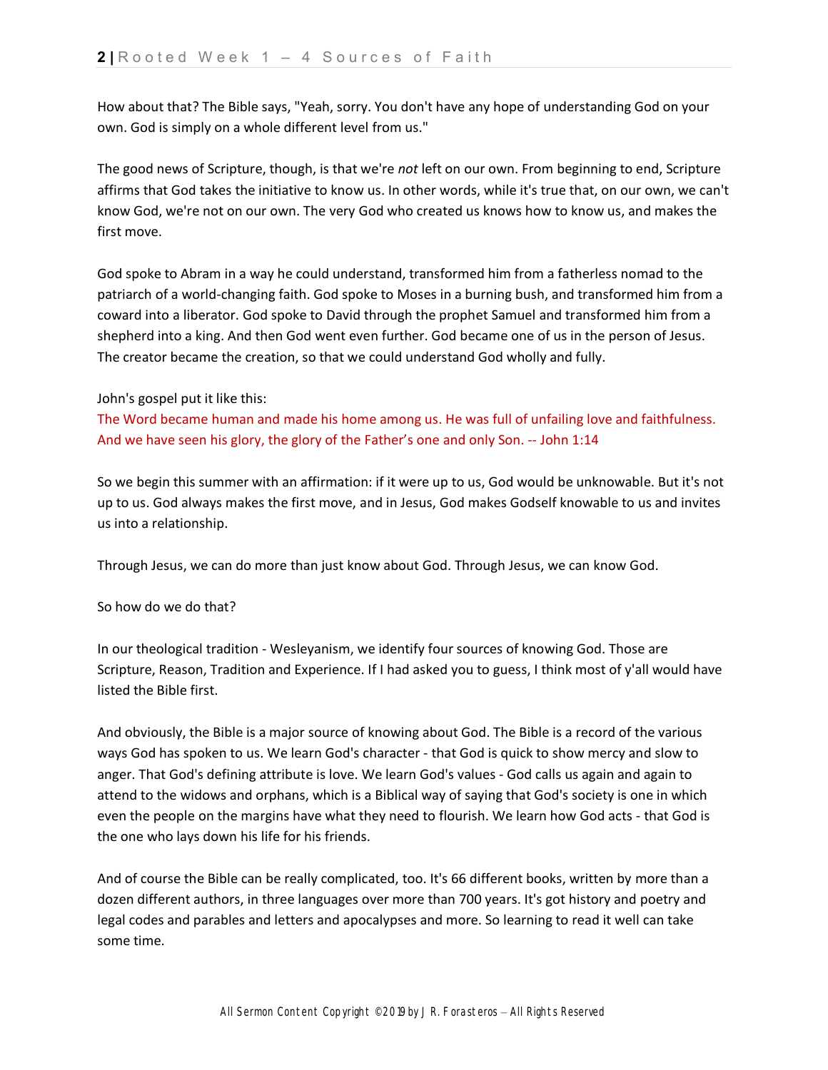How about that? The Bible says, "Yeah, sorry. You don't have any hope of understanding God on your own. God is simply on a whole different level from us."

The good news of Scripture, though, is that we're *not* left on our own. From beginning to end, Scripture affirms that God takes the initiative to know us. In other words, while it's true that, on our own, we can't know God, we're not on our own. The very God who created us knows how to know us, and makes the first move.

God spoke to Abram in a way he could understand, transformed him from a fatherless nomad to the patriarch of a world-changing faith. God spoke to Moses in a burning bush, and transformed him from a coward into a liberator. God spoke to David through the prophet Samuel and transformed him from a shepherd into a king. And then God went even further. God became one of us in the person of Jesus. The creator became the creation, so that we could understand God wholly and fully.

John's gospel put it like this:
The Word became human and made his home among us. He was full of unfailing love and faithfulness. And we have seen his glory, the glory of the Father's one and only Son. -- John 1:14

So we begin this summer with an affirmation: if it were up to us, God would be unknowable. But it's not up to us. God always makes the first move, and in Jesus, God makes Godself knowable to us and invites us into a relationship.

Through Jesus, we can do more than just know about God. Through Jesus, we can know God.

So how do we do that?

In our theological tradition - Wesleyanism, we identify four sources of knowing God. Those are Scripture, Reason, Tradition and Experience. If I had asked you to guess, I think most of y'all would have listed the Bible first.

And obviously, the Bible is a major source of knowing about God. The Bible is a record of the various ways God has spoken to us. We learn God's character - that God is quick to show mercy and slow to anger. That God's defining attribute is love. We learn God's values - God calls us again and again to attend to the widows and orphans, which is a Biblical way of saying that God's society is one in which even the people on the margins have what they need to flourish. We learn how God acts - that God is the one who lays down his life for his friends.

And of course the Bible can be really complicated, too. It's 66 different books, written by more than a dozen different authors, in three languages over more than 700 years. It's got history and poetry and legal codes and parables and letters and apocalypses and more. So learning to read it well can take some time.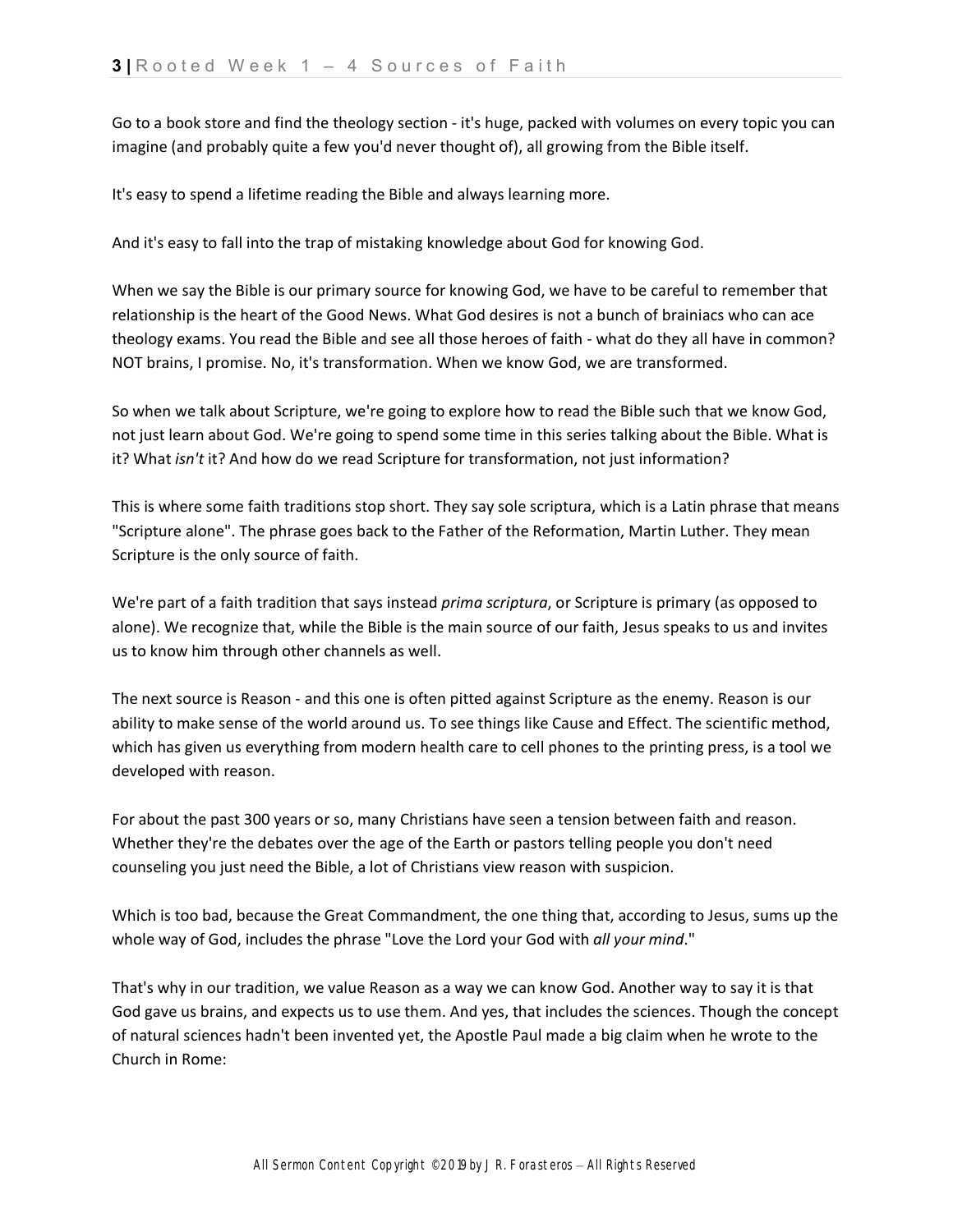Go to a book store and find the theology section - it's huge, packed with volumes on every topic you can imagine (and probably quite a few you'd never thought of), all growing from the Bible itself.

It's easy to spend a lifetime reading the Bible and always learning more.

And it's easy to fall into the trap of mistaking knowledge about God for knowing God.

When we say the Bible is our primary source for knowing God, we have to be careful to remember that relationship is the heart of the Good News. What God desires is not a bunch of brainiacs who can ace theology exams. You read the Bible and see all those heroes of faith - what do they all have in common? NOT brains, I promise. No, it's transformation. When we know God, we are transformed.

So when we talk about Scripture, we're going to explore how to read the Bible such that we know God, not just learn about God. We're going to spend some time in this series talking about the Bible. What is it? What *isn't* it? And how do we read Scripture for transformation, not just information?

This is where some faith traditions stop short. They say sole scriptura, which is a Latin phrase that means "Scripture alone". The phrase goes back to the Father of the Reformation, Martin Luther. They mean Scripture is the only source of faith.

We're part of a faith tradition that says instead *prima scriptura*, or Scripture is primary (as opposed to alone). We recognize that, while the Bible is the main source of our faith, Jesus speaks to us and invites us to know him through other channels as well.

The next source is Reason - and this one is often pitted against Scripture as the enemy. Reason is our ability to make sense of the world around us. To see things like Cause and Effect. The scientific method, which has given us everything from modern health care to cell phones to the printing press, is a tool we developed with reason.

For about the past 300 years or so, many Christians have seen a tension between faith and reason. Whether they're the debates over the age of the Earth or pastors telling people you don't need counseling you just need the Bible, a lot of Christians view reason with suspicion.

Which is too bad, because the Great Commandment, the one thing that, according to Jesus, sums up the whole way of God, includes the phrase "Love the Lord your God with *all your mind*."

That's why in our tradition, we value Reason as a way we can know God. Another way to say it is that God gave us brains, and expects us to use them. And yes, that includes the sciences. Though the concept of natural sciences hadn't been invented yet, the Apostle Paul made a big claim when he wrote to the Church in Rome: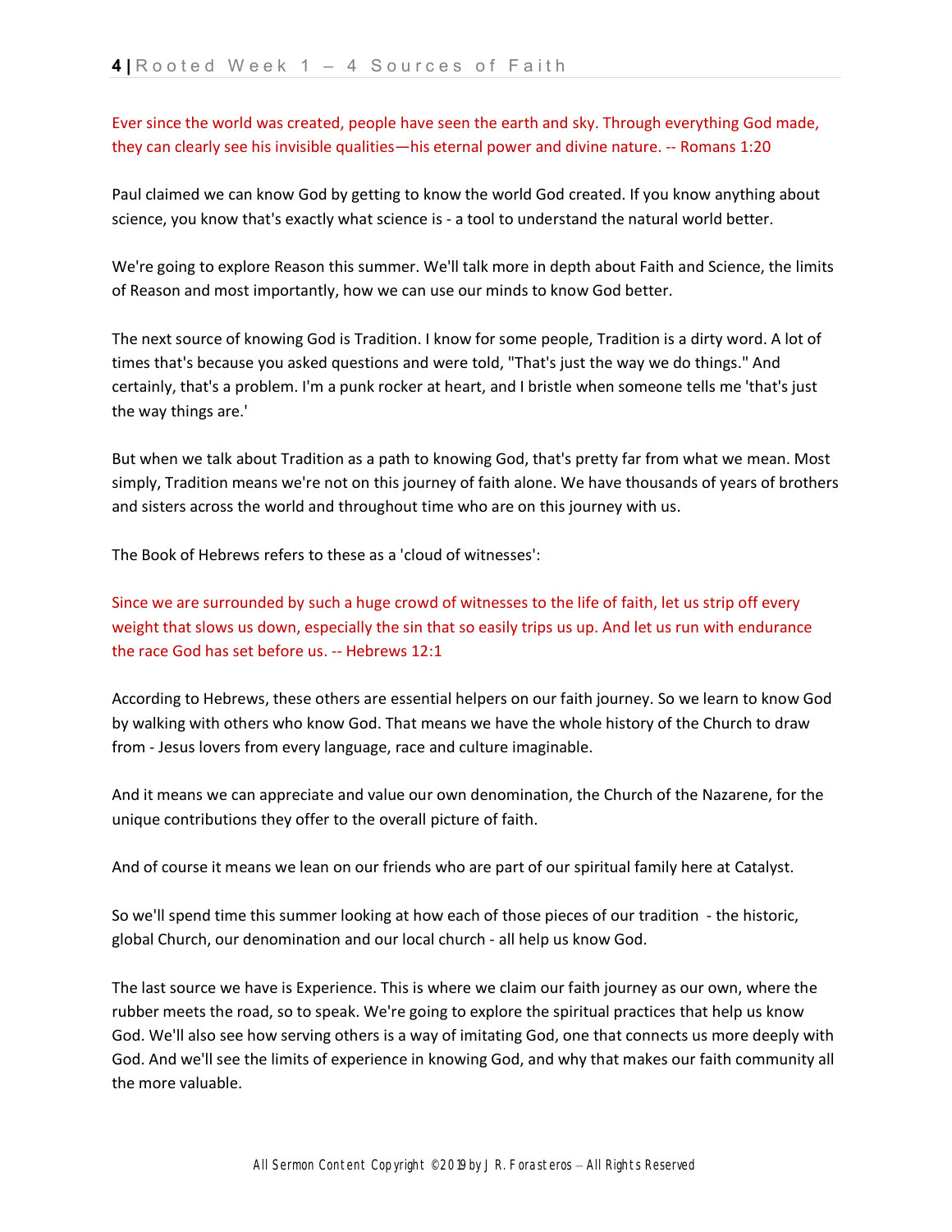Ever since the world was created, people have seen the earth and sky. Through everything God made, they can clearly see his invisible qualities—his eternal power and divine nature. -- Romans 1:20

Paul claimed we can know God by getting to know the world God created. If you know anything about science, you know that's exactly what science is - a tool to understand the natural world better.

We're going to explore Reason this summer. We'll talk more in depth about Faith and Science, the limits of Reason and most importantly, how we can use our minds to know God better.

The next source of knowing God is Tradition. I know for some people, Tradition is a dirty word. A lot of times that's because you asked questions and were told, "That's just the way we do things." And certainly, that's a problem. I'm a punk rocker at heart, and I bristle when someone tells me 'that's just the way things are.'

But when we talk about Tradition as a path to knowing God, that's pretty far from what we mean. Most simply, Tradition means we're not on this journey of faith alone. We have thousands of years of brothers and sisters across the world and throughout time who are on this journey with us.

The Book of Hebrews refers to these as a 'cloud of witnesses':

Since we are surrounded by such a huge crowd of witnesses to the life of faith, let us strip off every weight that slows us down, especially the sin that so easily trips us up. And let us run with endurance the race God has set before us. -- Hebrews 12:1

According to Hebrews, these others are essential helpers on our faith journey. So we learn to know God by walking with others who know God. That means we have the whole history of the Church to draw from - Jesus lovers from every language, race and culture imaginable.

And it means we can appreciate and value our own denomination, the Church of the Nazarene, for the unique contributions they offer to the overall picture of faith.

And of course it means we lean on our friends who are part of our spiritual family here at Catalyst.

So we'll spend time this summer looking at how each of those pieces of our tradition - the historic, global Church, our denomination and our local church - all help us know God.

The last source we have is Experience. This is where we claim our faith journey as our own, where the rubber meets the road, so to speak. We're going to explore the spiritual practices that help us know God. We'll also see how serving others is a way of imitating God, one that connects us more deeply with God. And we'll see the limits of experience in knowing God, and why that makes our faith community all the more valuable.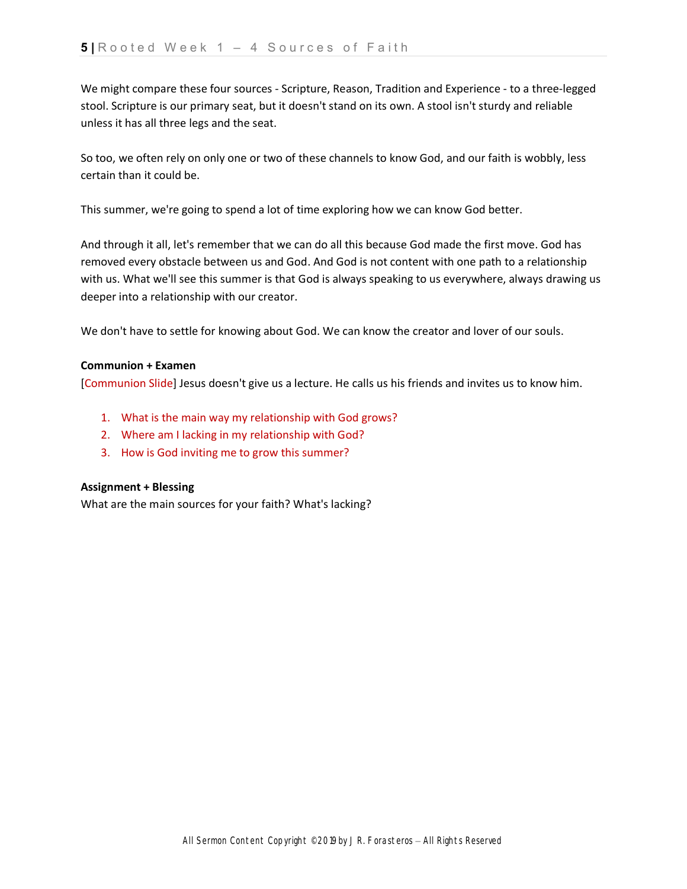We might compare these four sources - Scripture, Reason, Tradition and Experience - to a three-legged stool. Scripture is our primary seat, but it doesn't stand on its own. A stool isn't sturdy and reliable unless it has all three legs and the seat.

So too, we often rely on only one or two of these channels to know God, and our faith is wobbly, less certain than it could be.

This summer, we're going to spend a lot of time exploring how we can know God better.

And through it all, let's remember that we can do all this because God made the first move. God has removed every obstacle between us and God. And God is not content with one path to a relationship with us. What we'll see this summer is that God is always speaking to us everywhere, always drawing us deeper into a relationship with our creator.

We don't have to settle for knowing about God. We can know the creator and lover of our souls.

**Communion + Examen**

[Communion Slide] Jesus doesn't give us a lecture. He calls us his friends and invites us to know him.

1. What is the main way my relationship with God grows?
2. Where am I lacking in my relationship with God?
3. How is God inviting me to grow this summer?

**Assignment + Blessing**

What are the main sources for your faith? What's lacking?

All Sermon Content Copyright ©2019 by J R. Forasteros – All Rights Reserved